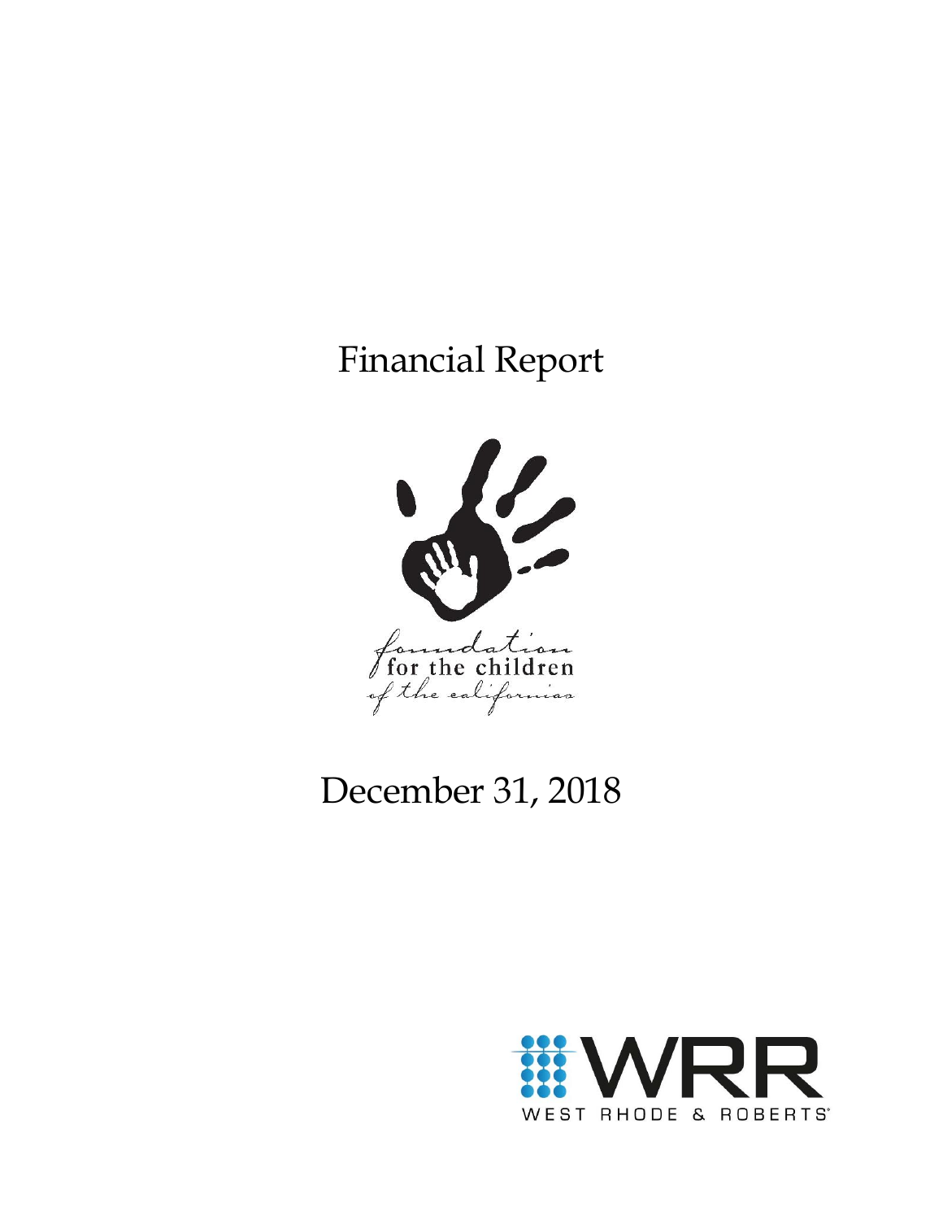# Financial Report

foundation
for the children
of the californias

## December 31, 2018

WRR
WEST RHODE & ROBERTS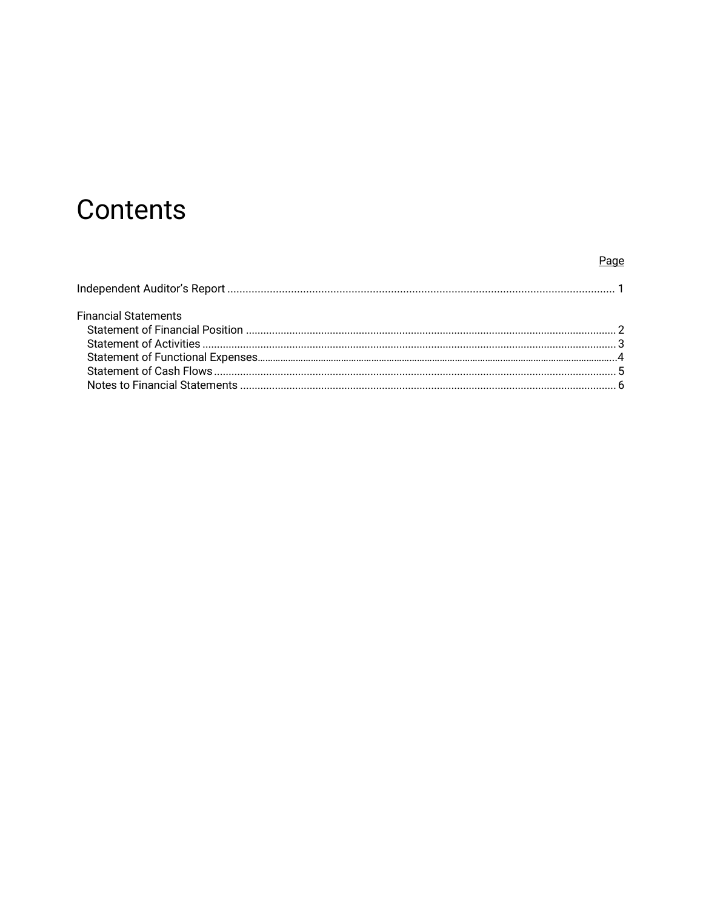# Contents

| | Page |
|---|---|
| Independent Auditor's Report | 1 |
| **Financial Statements** | |
| Statement of Financial Position | 2 |
| Statement of Activities | 3 |
| Statement of Functional Expenses | 4 |
| Statement of Cash Flows | 5 |
| Notes to Financial Statements | 6 |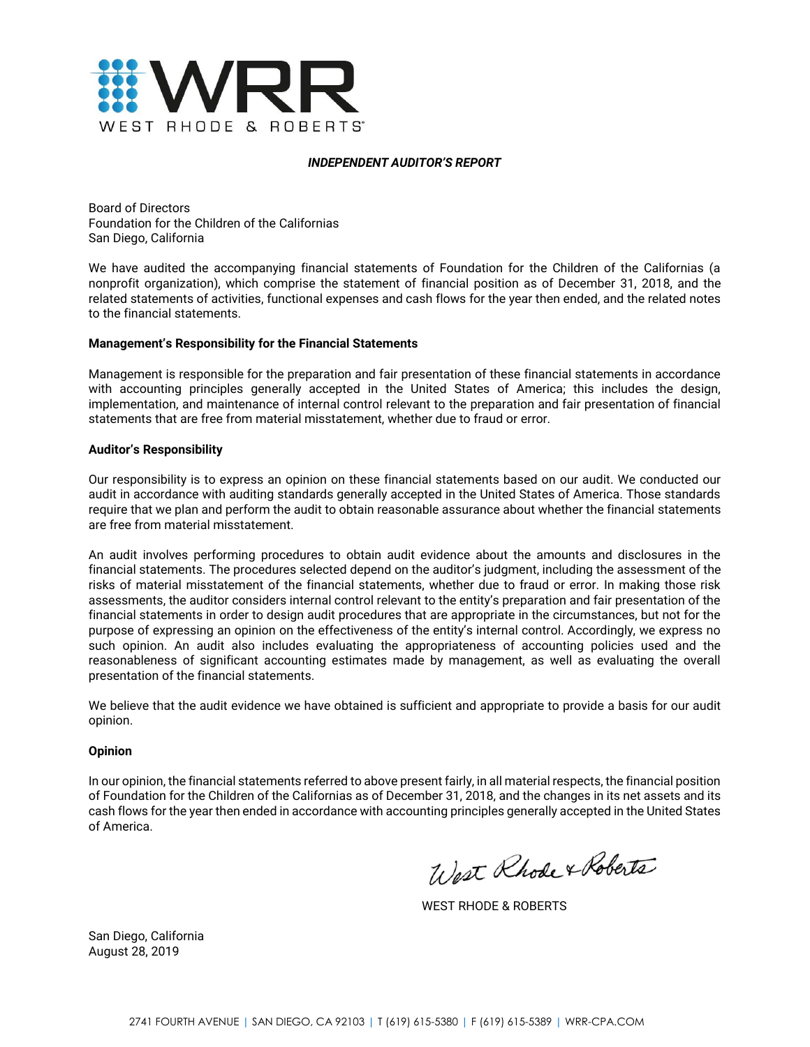WRR
WEST RHODE & ROBERTS

***INDEPENDENT AUDITOR'S REPORT***

Board of Directors
Foundation for the Children of the Californias
San Diego, California

We have audited the accompanying financial statements of Foundation for the Children of the Californias (a nonprofit organization), which comprise the statement of financial position as of December 31, 2018, and the related statements of activities, functional expenses and cash flows for the year then ended, and the related notes to the financial statements.

**Management's Responsibility for the Financial Statements**

Management is responsible for the preparation and fair presentation of these financial statements in accordance with accounting principles generally accepted in the United States of America; this includes the design, implementation, and maintenance of internal control relevant to the preparation and fair presentation of financial statements that are free from material misstatement, whether due to fraud or error.

**Auditor's Responsibility**

Our responsibility is to express an opinion on these financial statements based on our audit. We conducted our audit in accordance with auditing standards generally accepted in the United States of America. Those standards require that we plan and perform the audit to obtain reasonable assurance about whether the financial statements are free from material misstatement.

An audit involves performing procedures to obtain audit evidence about the amounts and disclosures in the financial statements. The procedures selected depend on the auditor's judgment, including the assessment of the risks of material misstatement of the financial statements, whether due to fraud or error. In making those risk assessments, the auditor considers internal control relevant to the entity's preparation and fair presentation of the financial statements in order to design audit procedures that are appropriate in the circumstances, but not for the purpose of expressing an opinion on the effectiveness of the entity's internal control. Accordingly, we express no such opinion. An audit also includes evaluating the appropriateness of accounting policies used and the reasonableness of significant accounting estimates made by management, as well as evaluating the overall presentation of the financial statements.

We believe that the audit evidence we have obtained is sufficient and appropriate to provide a basis for our audit opinion.

**Opinion**

In our opinion, the financial statements referred to above present fairly, in all material respects, the financial position of Foundation for the Children of the Californias as of December 31, 2018, and the changes in its net assets and its cash flows for the year then ended in accordance with accounting principles generally accepted in the United States of America.

*West Rhode & Roberts*

WEST RHODE & ROBERTS

San Diego, California
August 28, 2019

2741 FOURTH AVENUE | SAN DIEGO, CA 92103 | T (619) 615-5380 | F (619) 615-5389 | WRR-CPA.COM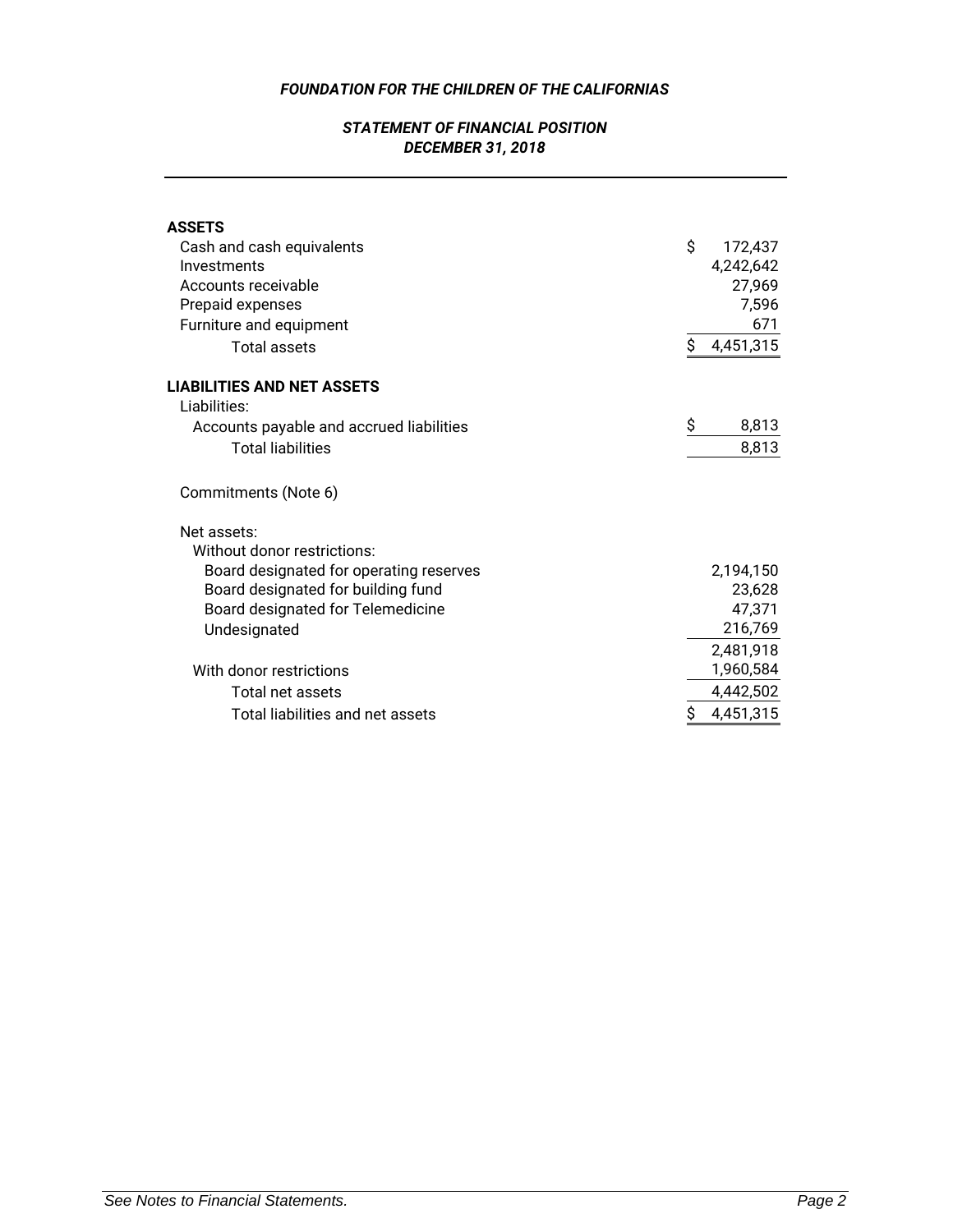***FOUNDATION FOR THE CHILDREN OF THE CALIFORNIAS***

***STATEMENT OF FINANCIAL POSITION***
***DECEMBER 31, 2018***

| | |
|---|---|
| **ASSETS** | |
| Cash and cash equivalents | $ 172,437 |
| Investments | 4,242,642 |
| Accounts receivable | 27,969 |
| Prepaid expenses | 7,596 |
| Furniture and equipment | 671 |
| Total assets | $ 4,451,315 |
| | |
| **LIABILITIES AND NET ASSETS** | |
| Liabilities: | |
| Accounts payable and accrued liabilities | $ 8,813 |
| Total liabilities | 8,813 |
| | |
| Commitments (Note 6) | |
| | |
| Net assets: | |
| Without donor restrictions: | |
| Board designated for operating reserves | 2,194,150 |
| Board designated for building fund | 23,628 |
| Board designated for Telemedicine | 47,371 |
| Undesignated | 216,769 |
| | 2,481,918 |
| With donor restrictions | 1,960,584 |
| Total net assets | 4,442,502 |
| Total liabilities and net assets | $ 4,451,315 |

*See Notes to Financial Statements.*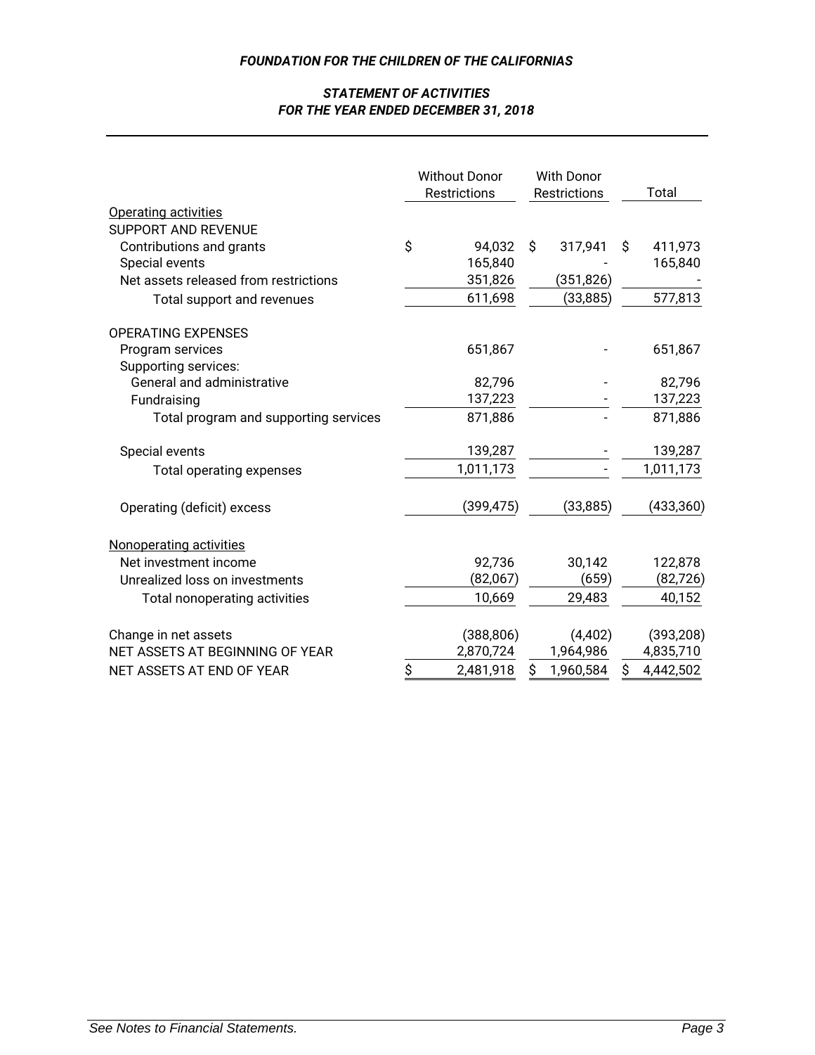# FOUNDATION FOR THE CHILDREN OF THE CALIFORNIAS

## STATEMENT OF ACTIVITIES
## FOR THE YEAR ENDED DECEMBER 31, 2018

| | Without Donor Restrictions | With Donor Restrictions | Total |
|---|---|---|---|
| Operating activities | | | |
| SUPPORT AND REVENUE | | | |
| Contributions and grants | $ 94,032 | $ 317,941 | $ 411,973 |
| Special events | 165,840 | - | 165,840 |
| Net assets released from restrictions | 351,826 | (351,826) | - |
| Total support and revenues | 611,698 | (33,885) | 577,813 |
| OPERATING EXPENSES | | | |
| Program services | 651,867 | - | 651,867 |
| Supporting services: | | | |
| General and administrative | 82,796 | - | 82,796 |
| Fundraising | 137,223 | - | 137,223 |
| Total program and supporting services | 871,886 | - | 871,886 |
| Special events | 139,287 | - | 139,287 |
| Total operating expenses | 1,011,173 | - | 1,011,173 |
| Operating (deficit) excess | (399,475) | (33,885) | (433,360) |
| Nonoperating activities | | | |
| Net investment income | 92,736 | 30,142 | 122,878 |
| Unrealized loss on investments | (82,067) | (659) | (82,726) |
| Total nonoperating activities | 10,669 | 29,483 | 40,152 |
| Change in net assets | (388,806) | (4,402) | (393,208) |
| NET ASSETS AT BEGINNING OF YEAR | 2,870,724 | 1,964,986 | 4,835,710 |
| NET ASSETS AT END OF YEAR | $ 2,481,918 | $ 1,960,584 | $ 4,442,502 |

*See Notes to Financial Statements.*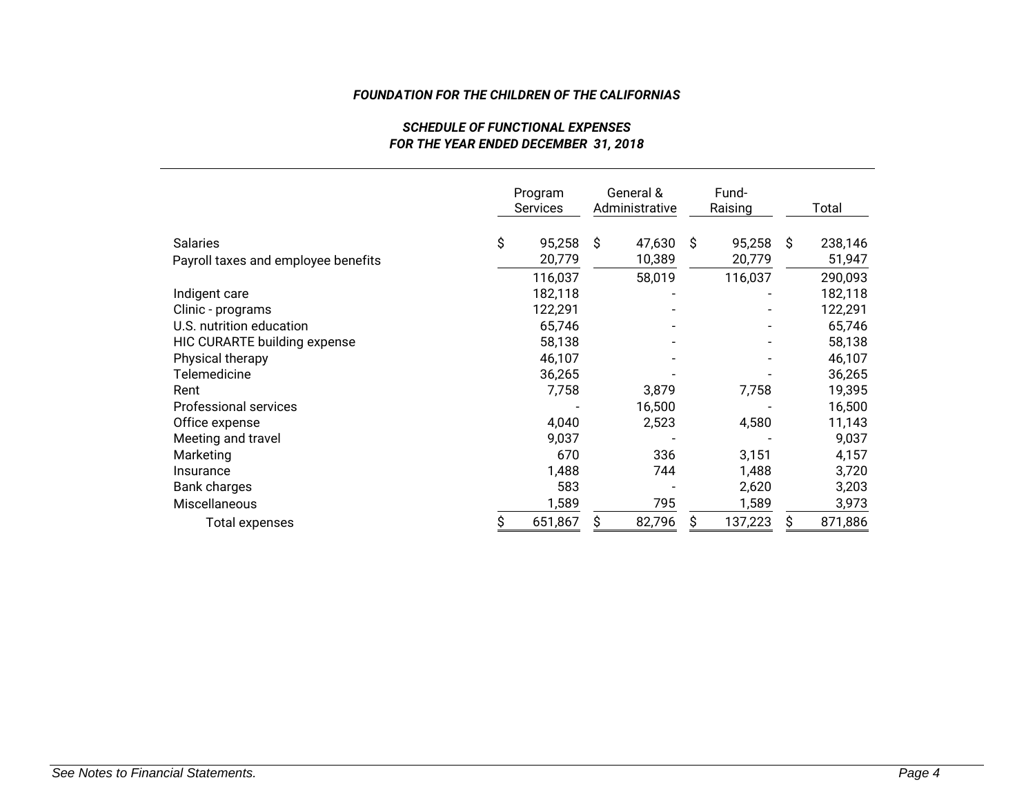***FOUNDATION FOR THE CHILDREN OF THE CALIFORNIAS***

***SCHEDULE OF FUNCTIONAL EXPENSES***
***FOR THE YEAR ENDED DECEMBER 31, 2018***

| | Program Services | General & Administrative | Fund-Raising | Total |
|---|---|---|---|---|
| Salaries | $ 95,258 | $ 47,630 | $ 95,258 | $ 238,146 |
| Payroll taxes and employee benefits | 20,779 | 10,389 | 20,779 | 51,947 |
| | 116,037 | 58,019 | 116,037 | 290,093 |
| Indigent care | 182,118 | - | - | 182,118 |
| Clinic - programs | 122,291 | - | - | 122,291 |
| U.S. nutrition education | 65,746 | - | - | 65,746 |
| HIC CURARTE building expense | 58,138 | - | - | 58,138 |
| Physical therapy | 46,107 | - | - | 46,107 |
| Telemedicine | 36,265 | - | - | 36,265 |
| Rent | 7,758 | 3,879 | 7,758 | 19,395 |
| Professional services | - | 16,500 | - | 16,500 |
| Office expense | 4,040 | 2,523 | 4,580 | 11,143 |
| Meeting and travel | 9,037 | - | - | 9,037 |
| Marketing | 670 | 336 | 3,151 | 4,157 |
| Insurance | 1,488 | 744 | 1,488 | 3,720 |
| Bank charges | 583 | - | 2,620 | 3,203 |
| Miscellaneous | 1,589 | 795 | 1,589 | 3,973 |
| Total expenses | $ 651,867 | $ 82,796 | $ 137,223 | $ 871,886 |

*See Notes to Financial Statements.*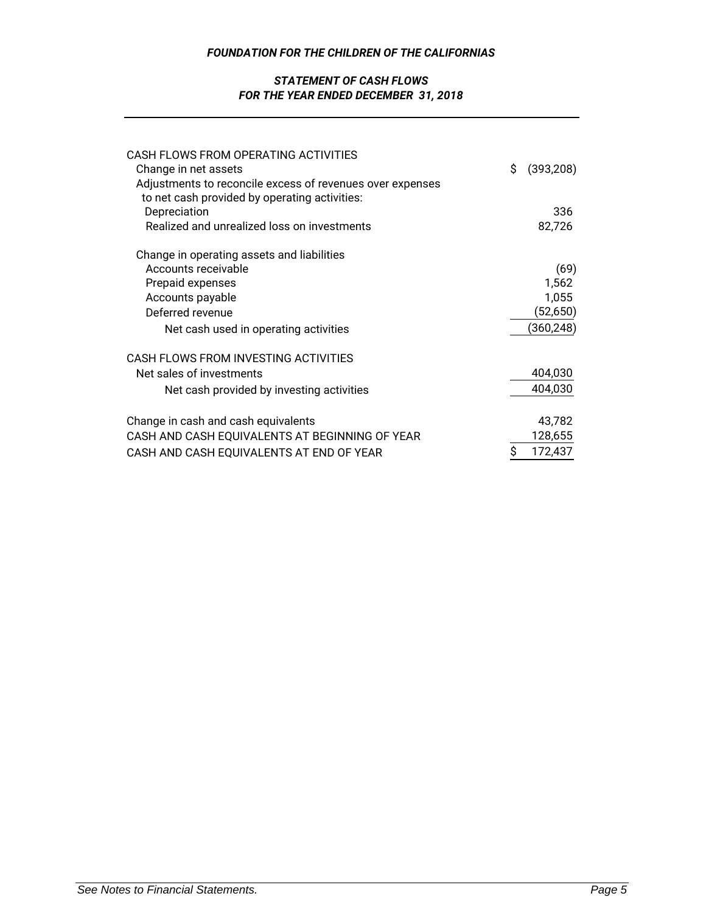# FOUNDATION FOR THE CHILDREN OF THE CALIFORNIAS

## STATEMENT OF CASH FLOWS
## FOR THE YEAR ENDED DECEMBER 31, 2018

| | |
|---|---|
| CASH FLOWS FROM OPERATING ACTIVITIES | |
| Change in net assets | $ (393,208) |
| Adjustments to reconcile excess of revenues over expenses to net cash provided by operating activities: | |
| Depreciation | 336 |
| Realized and unrealized loss on investments | 82,726 |
| | |
| Change in operating assets and liabilities | |
| Accounts receivable | (69) |
| Prepaid expenses | 1,562 |
| Accounts payable | 1,055 |
| Deferred revenue | (52,650) |
| Net cash used in operating activities | (360,248) |
| | |
| CASH FLOWS FROM INVESTING ACTIVITIES | |
| Net sales of investments | 404,030 |
| Net cash provided by investing activities | 404,030 |
| | |
| Change in cash and cash equivalents | 43,782 |
| CASH AND CASH EQUIVALENTS AT BEGINNING OF YEAR | 128,655 |
| CASH AND CASH EQUIVALENTS AT END OF YEAR | $ 172,437 |

*See Notes to Financial Statements.*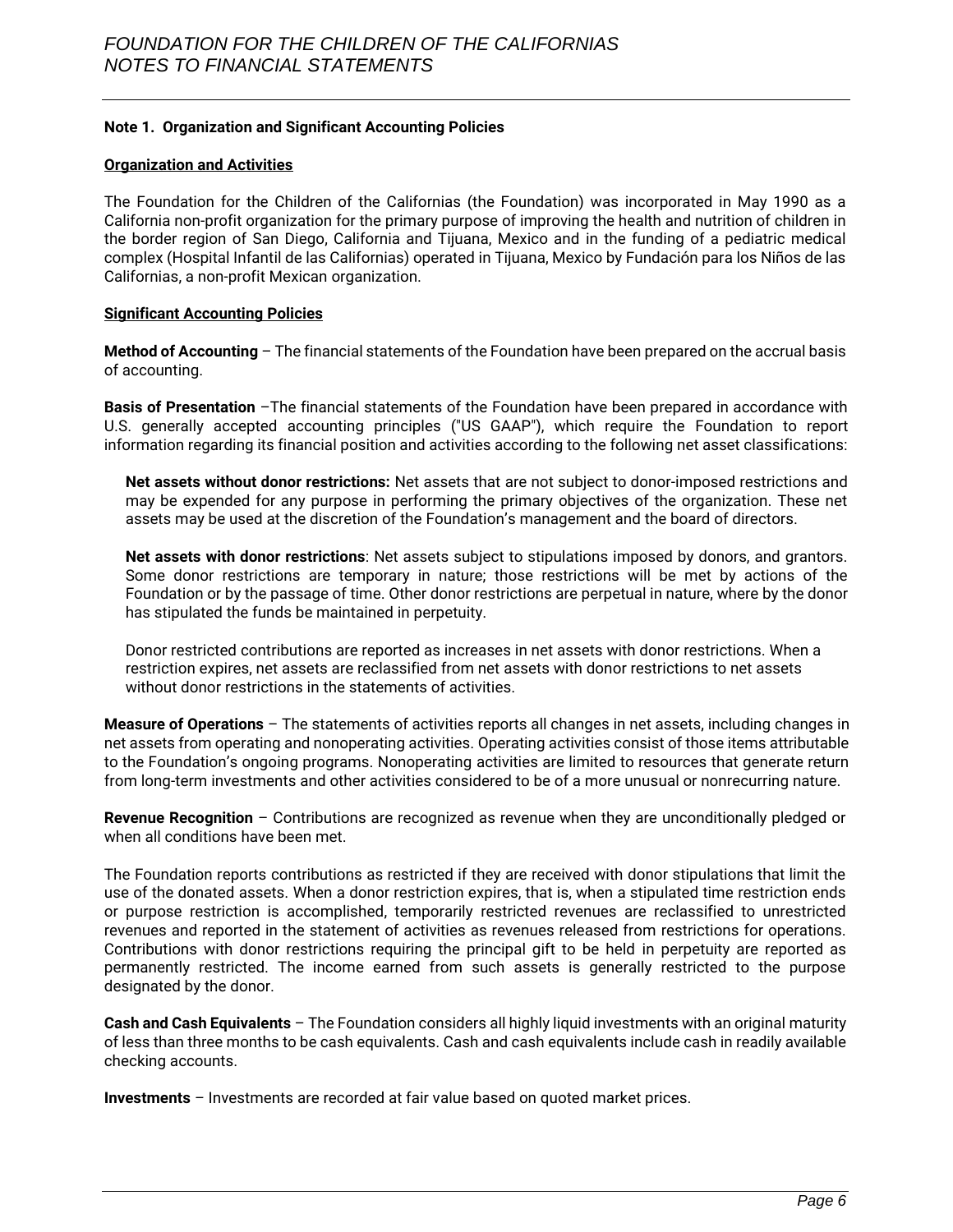**Note 1. Organization and Significant Accounting Policies**

**Organization and Activities**

The Foundation for the Children of the Californias (the Foundation) was incorporated in May 1990 as a California non-profit organization for the primary purpose of improving the health and nutrition of children in the border region of San Diego, California and Tijuana, Mexico and in the funding of a pediatric medical complex (Hospital Infantil de las Californias) operated in Tijuana, Mexico by Fundación para los Niños de las Californias, a non-profit Mexican organization.

**Significant Accounting Policies**

**Method of Accounting** – The financial statements of the Foundation have been prepared on the accrual basis of accounting.

**Basis of Presentation** –The financial statements of the Foundation have been prepared in accordance with U.S. generally accepted accounting principles ("US GAAP"), which require the Foundation to report information regarding its financial position and activities according to the following net asset classifications:

> **Net assets without donor restrictions:** Net assets that are not subject to donor-imposed restrictions and may be expended for any purpose in performing the primary objectives of the organization. These net assets may be used at the discretion of the Foundation's management and the board of directors.
>
> **Net assets with donor restrictions**: Net assets subject to stipulations imposed by donors, and grantors. Some donor restrictions are temporary in nature; those restrictions will be met by actions of the Foundation or by the passage of time. Other donor restrictions are perpetual in nature, where by the donor has stipulated the funds be maintained in perpetuity.
>
> Donor restricted contributions are reported as increases in net assets with donor restrictions. When a restriction expires, net assets are reclassified from net assets with donor restrictions to net assets without donor restrictions in the statements of activities.

**Measure of Operations** – The statements of activities reports all changes in net assets, including changes in net assets from operating and nonoperating activities. Operating activities consist of those items attributable to the Foundation's ongoing programs. Nonoperating activities are limited to resources that generate return from long-term investments and other activities considered to be of a more unusual or nonrecurring nature.

**Revenue Recognition** – Contributions are recognized as revenue when they are unconditionally pledged or when all conditions have been met.

The Foundation reports contributions as restricted if they are received with donor stipulations that limit the use of the donated assets. When a donor restriction expires, that is, when a stipulated time restriction ends or purpose restriction is accomplished, temporarily restricted revenues are reclassified to unrestricted revenues and reported in the statement of activities as revenues released from restrictions for operations. Contributions with donor restrictions requiring the principal gift to be held in perpetuity are reported as permanently restricted. The income earned from such assets is generally restricted to the purpose designated by the donor.

**Cash and Cash Equivalents** – The Foundation considers all highly liquid investments with an original maturity of less than three months to be cash equivalents. Cash and cash equivalents include cash in readily available checking accounts.

**Investments** – Investments are recorded at fair value based on quoted market prices.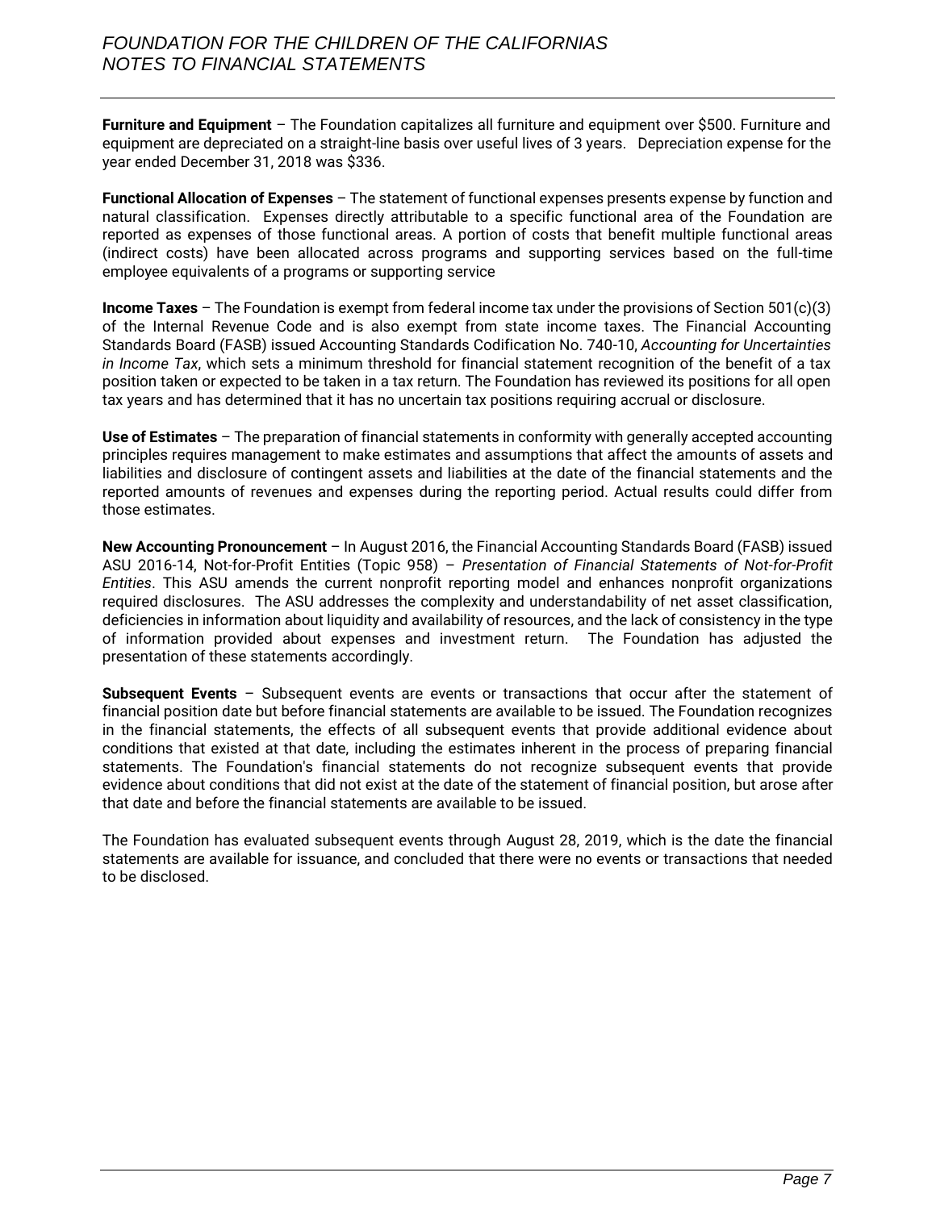**Furniture and Equipment** – The Foundation capitalizes all furniture and equipment over $500. Furniture and equipment are depreciated on a straight-line basis over useful lives of 3 years. Depreciation expense for the year ended December 31, 2018 was $336.

**Functional Allocation of Expenses** – The statement of functional expenses presents expense by function and natural classification. Expenses directly attributable to a specific functional area of the Foundation are reported as expenses of those functional areas. A portion of costs that benefit multiple functional areas (indirect costs) have been allocated across programs and supporting services based on the full-time employee equivalents of a programs or supporting service

**Income Taxes** – The Foundation is exempt from federal income tax under the provisions of Section 501(c)(3) of the Internal Revenue Code and is also exempt from state income taxes. The Financial Accounting Standards Board (FASB) issued Accounting Standards Codification No. 740-10, *Accounting for Uncertainties in Income Tax*, which sets a minimum threshold for financial statement recognition of the benefit of a tax position taken or expected to be taken in a tax return. The Foundation has reviewed its positions for all open tax years and has determined that it has no uncertain tax positions requiring accrual or disclosure.

**Use of Estimates** – The preparation of financial statements in conformity with generally accepted accounting principles requires management to make estimates and assumptions that affect the amounts of assets and liabilities and disclosure of contingent assets and liabilities at the date of the financial statements and the reported amounts of revenues and expenses during the reporting period. Actual results could differ from those estimates.

**New Accounting Pronouncement** – In August 2016, the Financial Accounting Standards Board (FASB) issued ASU 2016-14, Not-for-Profit Entities (Topic 958) – *Presentation of Financial Statements of Not-for-Profit Entities*. This ASU amends the current nonprofit reporting model and enhances nonprofit organizations required disclosures. The ASU addresses the complexity and understandability of net asset classification, deficiencies in information about liquidity and availability of resources, and the lack of consistency in the type of information provided about expenses and investment return. The Foundation has adjusted the presentation of these statements accordingly.

**Subsequent Events** – Subsequent events are events or transactions that occur after the statement of financial position date but before financial statements are available to be issued. The Foundation recognizes in the financial statements, the effects of all subsequent events that provide additional evidence about conditions that existed at that date, including the estimates inherent in the process of preparing financial statements. The Foundation's financial statements do not recognize subsequent events that provide evidence about conditions that did not exist at the date of the statement of financial position, but arose after that date and before the financial statements are available to be issued.

The Foundation has evaluated subsequent events through August 28, 2019, which is the date the financial statements are available for issuance, and concluded that there were no events or transactions that needed to be disclosed.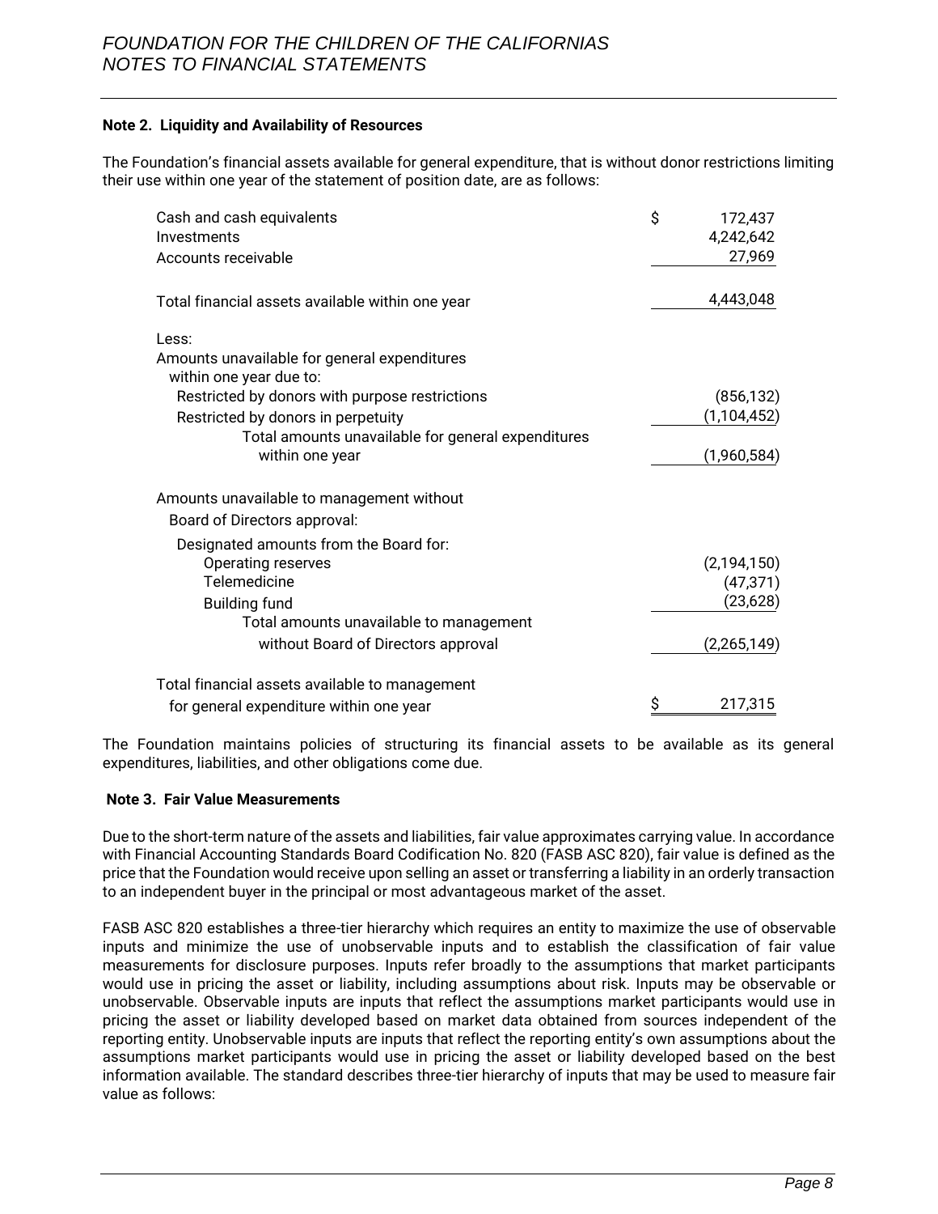### Note 2. Liquidity and Availability of Resources

The Foundation's financial assets available for general expenditure, that is without donor restrictions limiting their use within one year of the statement of position date, are as follows:

| | |
|---|---|
| Cash and cash equivalents | $ 172,437 |
| Investments | 4,242,642 |
| Accounts receivable | 27,969 |
| Total financial assets available within one year | 4,443,048 |
| Less: | |
| Amounts unavailable for general expenditures within one year due to: | |
| Restricted by donors with purpose restrictions | (856,132) |
| Restricted by donors in perpetuity | (1,104,452) |
| Total amounts unavailable for general expenditures within one year | (1,960,584) |
| Amounts unavailable to management without Board of Directors approval: | |
| Designated amounts from the Board for: | |
| Operating reserves | (2,194,150) |
| Telemedicine | (47,371) |
| Building fund | (23,628) |
| Total amounts unavailable to management without Board of Directors approval | (2,265,149) |
| Total financial assets available to management for general expenditure within one year | $ 217,315 |

The Foundation maintains policies of structuring its financial assets to be available as its general expenditures, liabilities, and other obligations come due.

### Note 3. Fair Value Measurements

Due to the short-term nature of the assets and liabilities, fair value approximates carrying value. In accordance with Financial Accounting Standards Board Codification No. 820 (FASB ASC 820), fair value is defined as the price that the Foundation would receive upon selling an asset or transferring a liability in an orderly transaction to an independent buyer in the principal or most advantageous market of the asset.

FASB ASC 820 establishes a three-tier hierarchy which requires an entity to maximize the use of observable inputs and minimize the use of unobservable inputs and to establish the classification of fair value measurements for disclosure purposes. Inputs refer broadly to the assumptions that market participants would use in pricing the asset or liability, including assumptions about risk. Inputs may be observable or unobservable. Observable inputs are inputs that reflect the assumptions market participants would use in pricing the asset or liability developed based on market data obtained from sources independent of the reporting entity. Unobservable inputs are inputs that reflect the reporting entity's own assumptions about the assumptions market participants would use in pricing the asset or liability developed based on the best information available. The standard describes three-tier hierarchy of inputs that may be used to measure fair value as follows: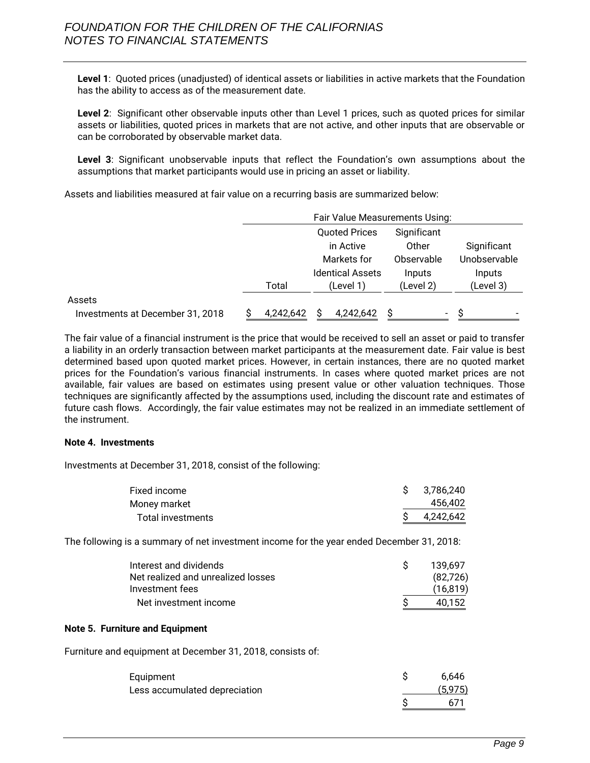**Level 1**: Quoted prices (unadjusted) of identical assets or liabilities in active markets that the Foundation has the ability to access as of the measurement date.

**Level 2**: Significant other observable inputs other than Level 1 prices, such as quoted prices for similar assets or liabilities, quoted prices in markets that are not active, and other inputs that are observable or can be corroborated by observable market data.

**Level 3**: Significant unobservable inputs that reflect the Foundation's own assumptions about the assumptions that market participants would use in pricing an asset or liability.

Assets and liabilities measured at fair value on a recurring basis are summarized below:

| | | Fair Value Measurements Using: | | |
|---|---|---|---|---|
| | Total | Quoted Prices in Active Markets for Identical Assets (Level 1) | Significant Other Observable Inputs (Level 2) | Significant Unobservable Inputs (Level 3) |
| Assets | | | | |
| Investments at December 31, 2018 | $ 4,242,642 | $ 4,242,642 | $ - | $ - |

The fair value of a financial instrument is the price that would be received to sell an asset or paid to transfer a liability in an orderly transaction between market participants at the measurement date. Fair value is best determined based upon quoted market prices. However, in certain instances, there are no quoted market prices for the Foundation's various financial instruments. In cases where quoted market prices are not available, fair values are based on estimates using present value or other valuation techniques. Those techniques are significantly affected by the assumptions used, including the discount rate and estimates of future cash flows. Accordingly, the fair value estimates may not be realized in an immediate settlement of the instrument.

**Note 4. Investments**

Investments at December 31, 2018, consist of the following:

| | |
|---|---|
| Fixed income | $ 3,786,240 |
| Money market | 456,402 |
| Total investments | $ 4,242,642 |

The following is a summary of net investment income for the year ended December 31, 2018:

| | |
|---|---|
| Interest and dividends | $ 139,697 |
| Net realized and unrealized losses | (82,726) |
| Investment fees | (16,819) |
| Net investment income | $ 40,152 |

**Note 5. Furniture and Equipment**

Furniture and equipment at December 31, 2018, consists of:

| | |
|---|---|
| Equipment | $ 6,646 |
| Less accumulated depreciation | (5,975) |
| | $ 671 |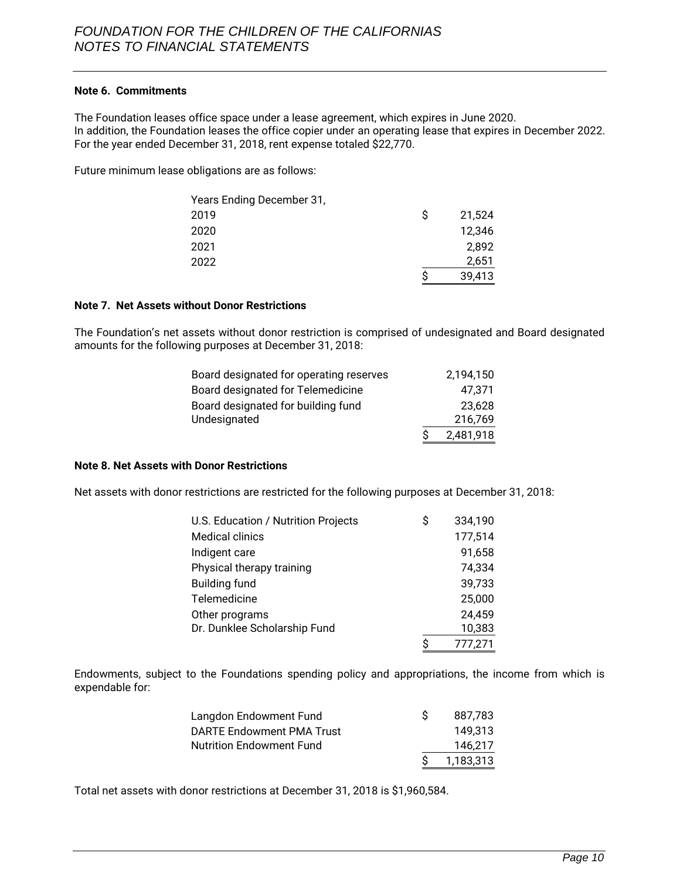**Note 6. Commitments**

The Foundation leases office space under a lease agreement, which expires in June 2020.
In addition, the Foundation leases the office copier under an operating lease that expires in December 2022. For the year ended December 31, 2018, rent expense totaled $22,770.

Future minimum lease obligations are as follows:

| Years Ending December 31, | |
|---|---|
| 2019 | $ 21,524 |
| 2020 | 12,346 |
| 2021 | 2,892 |
| 2022 | 2,651 |
| | $ 39,413 |

**Note 7. Net Assets without Donor Restrictions**

The Foundation's net assets without donor restriction is comprised of undesignated and Board designated amounts for the following purposes at December 31, 2018:

| | |
|---|---|
| Board designated for operating reserves | 2,194,150 |
| Board designated for Telemedicine | 47,371 |
| Board designated for building fund | 23,628 |
| Undesignated | 216,769 |
| | $ 2,481,918 |

**Note 8. Net Assets with Donor Restrictions**

Net assets with donor restrictions are restricted for the following purposes at December 31, 2018:

| | |
|---|---|
| U.S. Education / Nutrition Projects | $ 334,190 |
| Medical clinics | 177,514 |
| Indigent care | 91,658 |
| Physical therapy training | 74,334 |
| Building fund | 39,733 |
| Telemedicine | 25,000 |
| Other programs | 24,459 |
| Dr. Dunklee Scholarship Fund | 10,383 |
| | $ 777,271 |

Endowments, subject to the Foundations spending policy and appropriations, the income from which is expendable for:

| | |
|---|---|
| Langdon Endowment Fund | $ 887,783 |
| DARTE Endowment PMA Trust | 149,313 |
| Nutrition Endowment Fund | 146,217 |
| | $ 1,183,313 |

Total net assets with donor restrictions at December 31, 2018 is $1,960,584.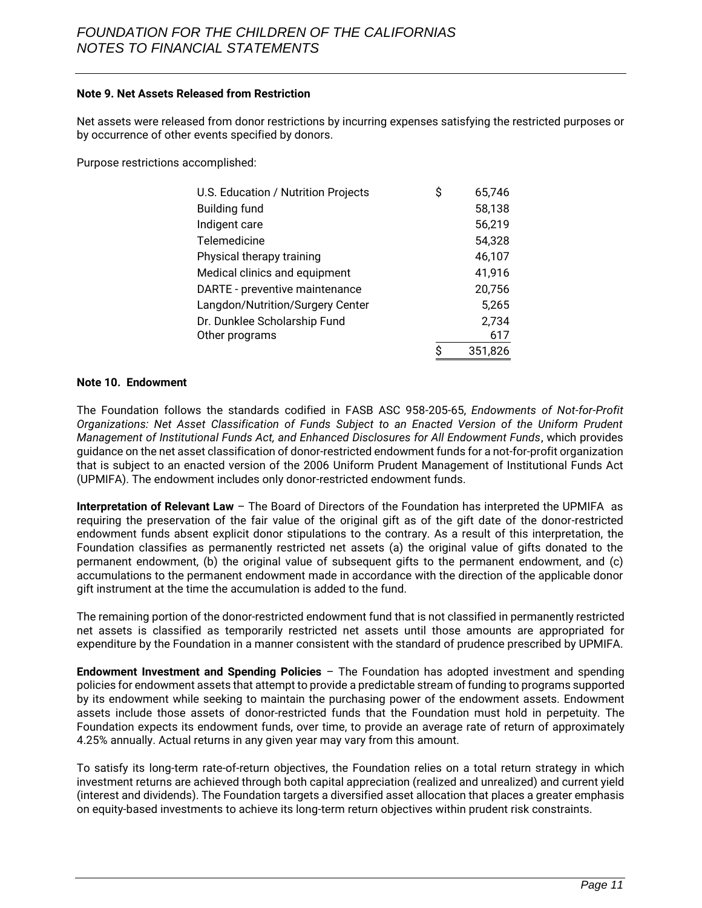### Note 9. Net Assets Released from Restriction

Net assets were released from donor restrictions by incurring expenses satisfying the restricted purposes or by occurrence of other events specified by donors.

Purpose restrictions accomplished:

| | |
|---|---|
| U.S. Education / Nutrition Projects | $ 65,746 |
| Building fund | 58,138 |
| Indigent care | 56,219 |
| Telemedicine | 54,328 |
| Physical therapy training | 46,107 |
| Medical clinics and equipment | 41,916 |
| DARTE - preventive maintenance | 20,756 |
| Langdon/Nutrition/Surgery Center | 5,265 |
| Dr. Dunklee Scholarship Fund | 2,734 |
| Other programs | 617 |
| | $ 351,826 |

### Note 10. Endowment

The Foundation follows the standards codified in FASB ASC 958-205-65, *Endowments of Not-for-Profit Organizations: Net Asset Classification of Funds Subject to an Enacted Version of the Uniform Prudent Management of Institutional Funds Act, and Enhanced Disclosures for All Endowment Funds*, which provides guidance on the net asset classification of donor-restricted endowment funds for a not-for-profit organization that is subject to an enacted version of the 2006 Uniform Prudent Management of Institutional Funds Act (UPMIFA). The endowment includes only donor-restricted endowment funds.

**Interpretation of Relevant Law** – The Board of Directors of the Foundation has interpreted the UPMIFA as requiring the preservation of the fair value of the original gift as of the gift date of the donor-restricted endowment funds absent explicit donor stipulations to the contrary. As a result of this interpretation, the Foundation classifies as permanently restricted net assets (a) the original value of gifts donated to the permanent endowment, (b) the original value of subsequent gifts to the permanent endowment, and (c) accumulations to the permanent endowment made in accordance with the direction of the applicable donor gift instrument at the time the accumulation is added to the fund.

The remaining portion of the donor-restricted endowment fund that is not classified in permanently restricted net assets is classified as temporarily restricted net assets until those amounts are appropriated for expenditure by the Foundation in a manner consistent with the standard of prudence prescribed by UPMIFA.

**Endowment Investment and Spending Policies** – The Foundation has adopted investment and spending policies for endowment assets that attempt to provide a predictable stream of funding to programs supported by its endowment while seeking to maintain the purchasing power of the endowment assets. Endowment assets include those assets of donor-restricted funds that the Foundation must hold in perpetuity. The Foundation expects its endowment funds, over time, to provide an average rate of return of approximately 4.25% annually. Actual returns in any given year may vary from this amount.

To satisfy its long-term rate-of-return objectives, the Foundation relies on a total return strategy in which investment returns are achieved through both capital appreciation (realized and unrealized) and current yield (interest and dividends). The Foundation targets a diversified asset allocation that places a greater emphasis on equity-based investments to achieve its long-term return objectives within prudent risk constraints.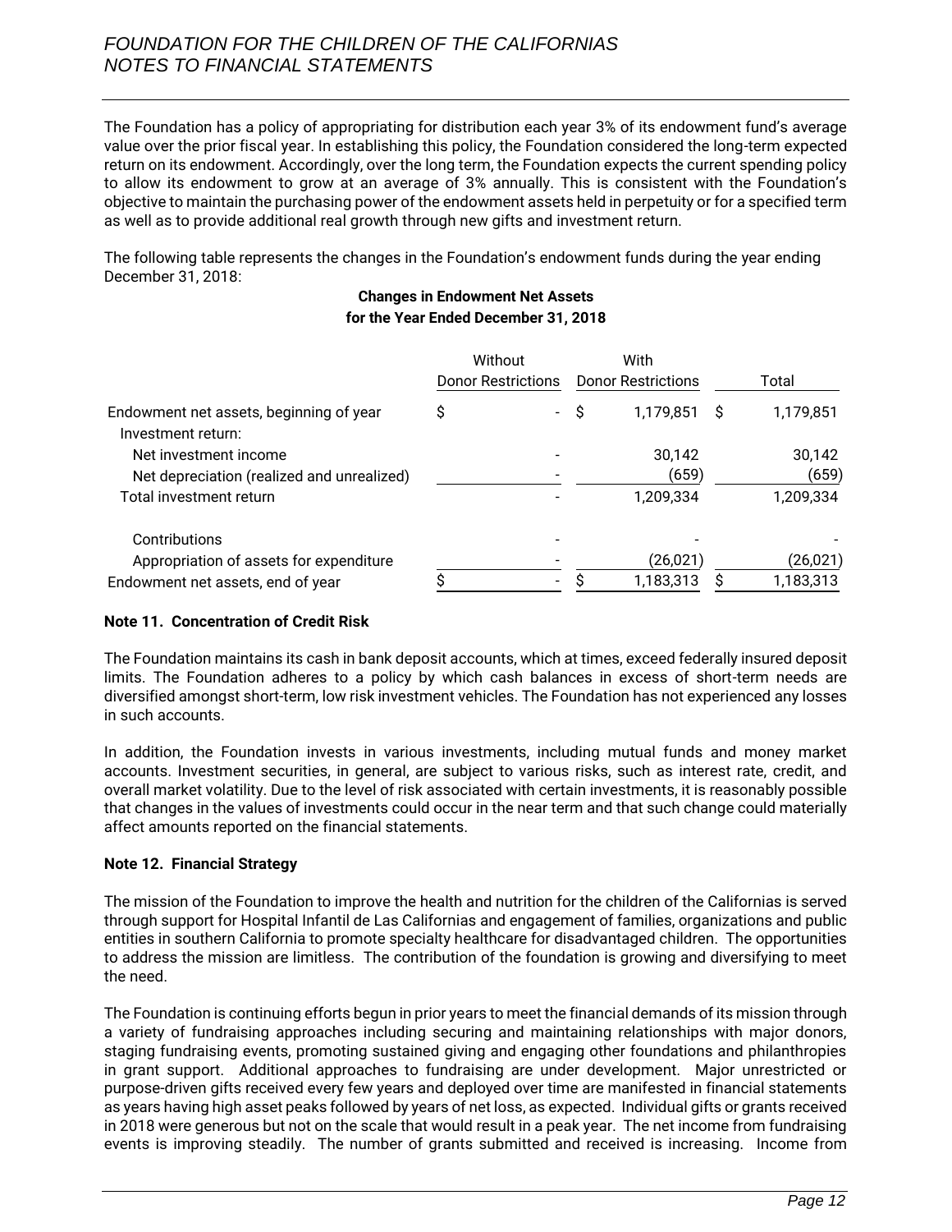The Foundation has a policy of appropriating for distribution each year 3% of its endowment fund's average value over the prior fiscal year. In establishing this policy, the Foundation considered the long-term expected return on its endowment. Accordingly, over the long term, the Foundation expects the current spending policy to allow its endowment to grow at an average of 3% annually. This is consistent with the Foundation's objective to maintain the purchasing power of the endowment assets held in perpetuity or for a specified term as well as to provide additional real growth through new gifts and investment return.

The following table represents the changes in the Foundation's endowment funds during the year ending December 31, 2018:

**Changes in Endowment Net Assets**
**for the Year Ended December 31, 2018**

| | Without Donor Restrictions | With Donor Restrictions | Total |
|---|---|---|---|
| Endowment net assets, beginning of year | $ - | $ 1,179,851 | $ 1,179,851 |
| Investment return: | | | |
| Net investment income | - | 30,142 | 30,142 |
| Net depreciation (realized and unrealized) | - | (659) | (659) |
| Total investment return | - | 1,209,334 | 1,209,334 |
| Contributions | - | - | - |
| Appropriation of assets for expenditure | - | (26,021) | (26,021) |
| Endowment net assets, end of year | $ - | $ 1,183,313 | $ 1,183,313 |

**Note 11. Concentration of Credit Risk**

The Foundation maintains its cash in bank deposit accounts, which at times, exceed federally insured deposit limits. The Foundation adheres to a policy by which cash balances in excess of short-term needs are diversified amongst short-term, low risk investment vehicles. The Foundation has not experienced any losses in such accounts.

In addition, the Foundation invests in various investments, including mutual funds and money market accounts. Investment securities, in general, are subject to various risks, such as interest rate, credit, and overall market volatility. Due to the level of risk associated with certain investments, it is reasonably possible that changes in the values of investments could occur in the near term and that such change could materially affect amounts reported on the financial statements.

**Note 12. Financial Strategy**

The mission of the Foundation to improve the health and nutrition for the children of the Californias is served through support for Hospital Infantil de Las Californias and engagement of families, organizations and public entities in southern California to promote specialty healthcare for disadvantaged children. The opportunities to address the mission are limitless. The contribution of the foundation is growing and diversifying to meet the need.

The Foundation is continuing efforts begun in prior years to meet the financial demands of its mission through a variety of fundraising approaches including securing and maintaining relationships with major donors, staging fundraising events, promoting sustained giving and engaging other foundations and philanthropies in grant support. Additional approaches to fundraising are under development. Major unrestricted or purpose-driven gifts received every few years and deployed over time are manifested in financial statements as years having high asset peaks followed by years of net loss, as expected. Individual gifts or grants received in 2018 were generous but not on the scale that would result in a peak year. The net income from fundraising events is improving steadily. The number of grants submitted and received is increasing. Income from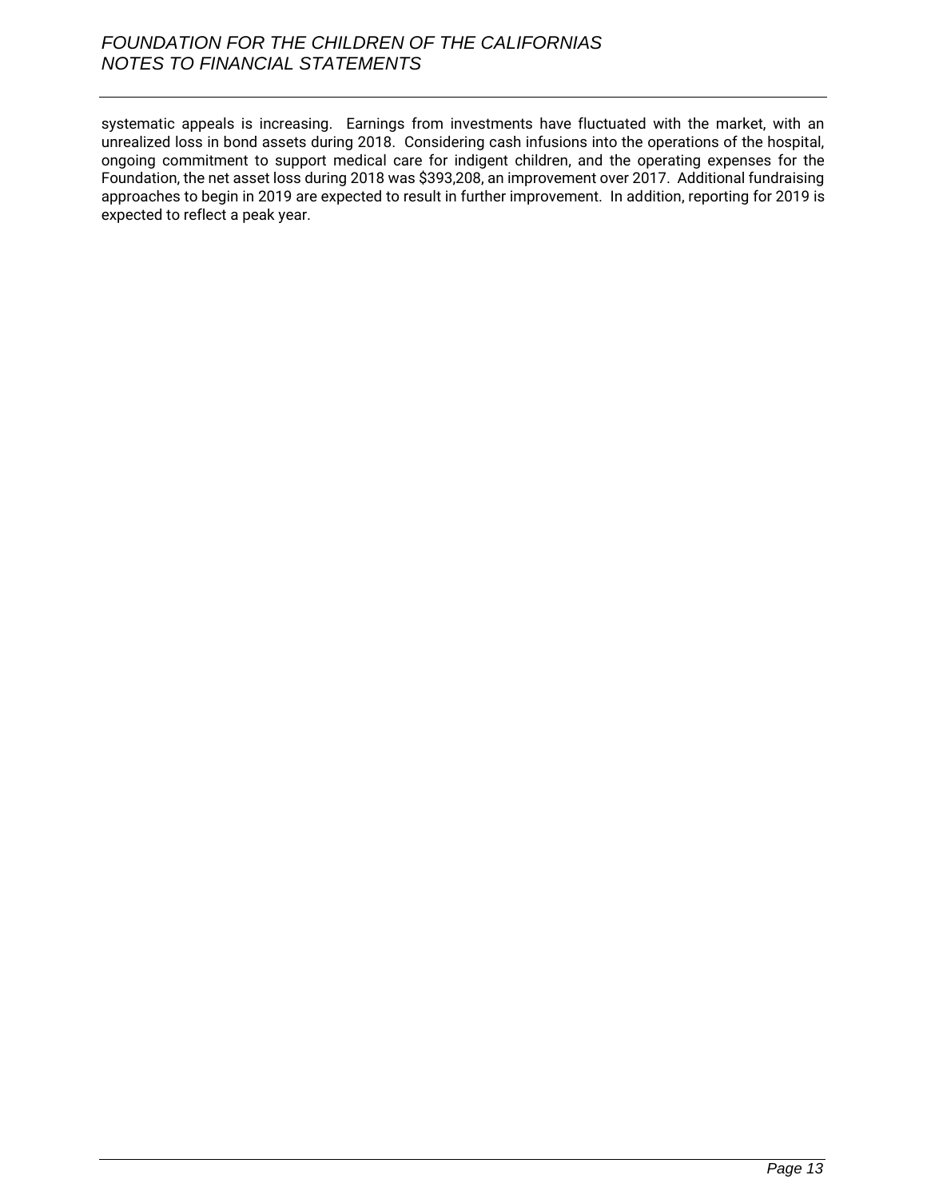systematic appeals is increasing. Earnings from investments have fluctuated with the market, with an unrealized loss in bond assets during 2018. Considering cash infusions into the operations of the hospital, ongoing commitment to support medical care for indigent children, and the operating expenses for the Foundation, the net asset loss during 2018 was $393,208, an improvement over 2017. Additional fundraising approaches to begin in 2019 are expected to result in further improvement. In addition, reporting for 2019 is expected to reflect a peak year.